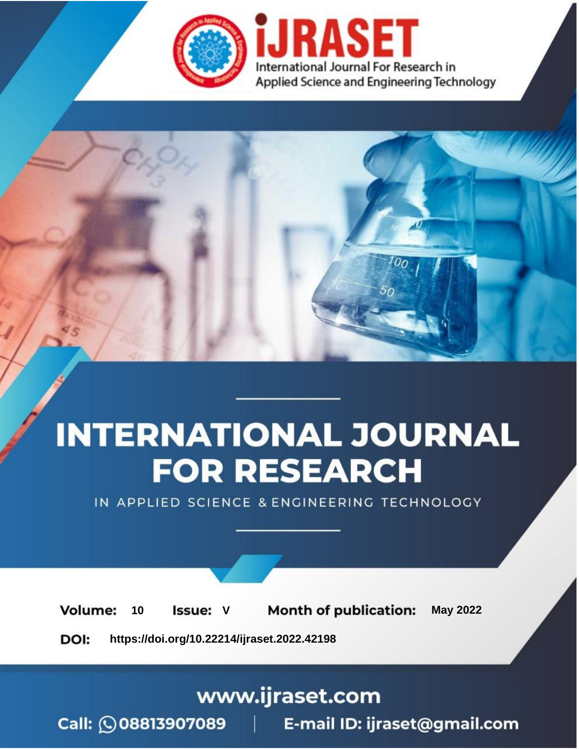![IJRASET logo]

iJRASET

International Journal For Research in Applied Science and Engineering Technology

# INTERNATIONAL JOURNAL FOR RESEARCH

IN APPLIED SCIENCE & ENGINEERING TECHNOLOGY

**Volume:** 10 **Issue:** V **Month of publication:** May 2022

**DOI:** https://doi.org/10.22214/ijraset.2022.42198

www.ijraset.com

Call: 08813907089 | E-mail ID: ijraset@gmail.com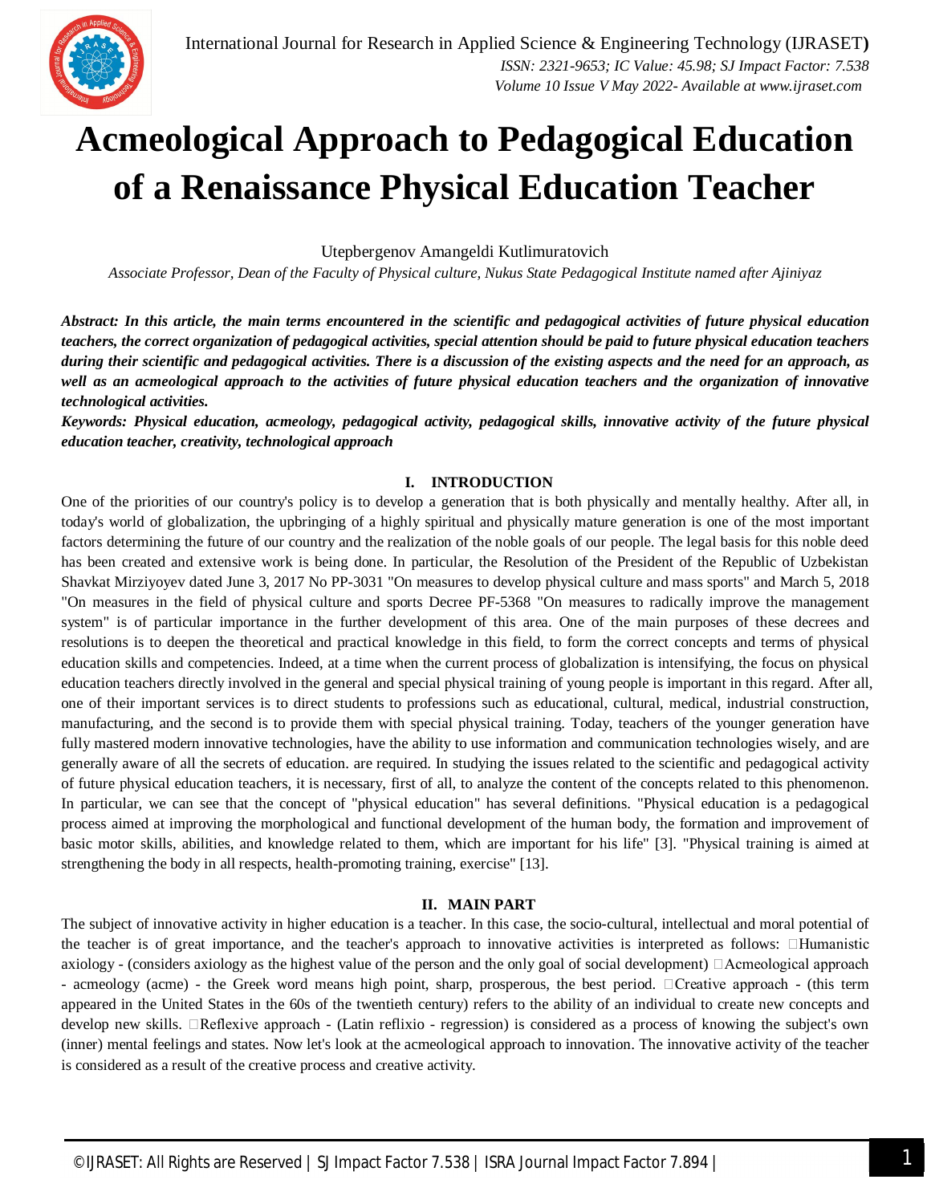# Acmeological Approach to Pedagogical Education of a Renaissance Physical Education Teacher

Utepbergenov Amangeldi Kutlimuratovich

*Associate Professor, Dean of the Faculty of Physical culture, Nukus State Pedagogical Institute named after Ajiniyaz*

***Abstract:** In this article, the main terms encountered in the scientific and pedagogical activities of future physical education teachers, the correct organization of pedagogical activities, special attention should be paid to future physical education teachers during their scientific and pedagogical activities. There is a discussion of the existing aspects and the need for an approach, as well as an acmeological approach to the activities of future physical education teachers and the organization of innovative technological activities.*

***Keywords:** Physical education, acmeology, pedagogical activity, pedagogical skills, innovative activity of the future physical education teacher, creativity, technological approach*

## I. INTRODUCTION

One of the priorities of our country's policy is to develop a generation that is both physically and mentally healthy. After all, in today's world of globalization, the upbringing of a highly spiritual and physically mature generation is one of the most important factors determining the future of our country and the realization of the noble goals of our people. The legal basis for this noble deed has been created and extensive work is being done. In particular, the Resolution of the President of the Republic of Uzbekistan Shavkat Mirziyoyev dated June 3, 2017 No PP-3031 "On measures to develop physical culture and mass sports" and March 5, 2018 "On measures in the field of physical culture and sports Decree PF-5368 "On measures to radically improve the management system" is of particular importance in the further development of this area. One of the main purposes of these decrees and resolutions is to deepen the theoretical and practical knowledge in this field, to form the correct concepts and terms of physical education skills and competencies. Indeed, at a time when the current process of globalization is intensifying, the focus on physical education teachers directly involved in the general and special physical training of young people is important in this regard. After all, one of their important services is to direct students to professions such as educational, cultural, medical, industrial construction, manufacturing, and the second is to provide them with special physical training. Today, teachers of the younger generation have fully mastered modern innovative technologies, have the ability to use information and communication technologies wisely, and are generally aware of all the secrets of education. are required. In studying the issues related to the scientific and pedagogical activity of future physical education teachers, it is necessary, first of all, to analyze the content of the concepts related to this phenomenon. In particular, we can see that the concept of "physical education" has several definitions. "Physical education is a pedagogical process aimed at improving the morphological and functional development of the human body, the formation and improvement of basic motor skills, abilities, and knowledge related to them, which are important for his life" [3]. "Physical training is aimed at strengthening the body in all respects, health-promoting training, exercise" [13].

## II. MAIN PART

The subject of innovative activity in higher education is a teacher. In this case, the socio-cultural, intellectual and moral potential of the teacher is of great importance, and the teacher's approach to innovative activities is interpreted as follows: Humanistic axiology - (considers axiology as the highest value of the person and the only goal of social development) Acmeological approach - acmeology (acme) - the Greek word means high point, sharp, prosperous, the best period. Creative approach - (this term appeared in the United States in the 60s of the twentieth century) refers to the ability of an individual to create new concepts and develop new skills. Reflexive approach - (Latin reflixio - regression) is considered as a process of knowing the subject's own (inner) mental feelings and states. Now let's look at the acmeological approach to innovation. The innovative activity of the teacher is considered as a result of the creative process and creative activity.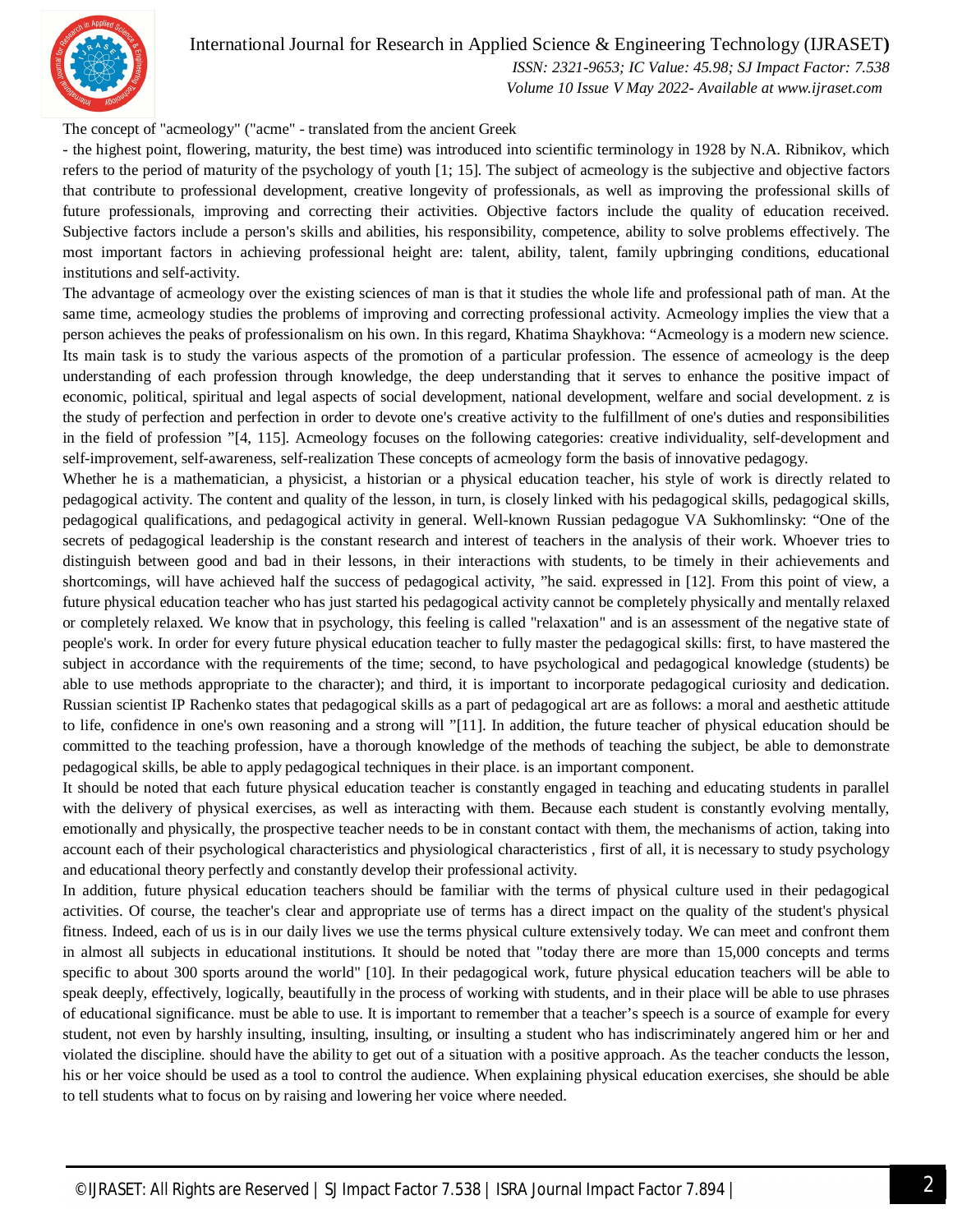The concept of "acmeology" ("acme" - translated from the ancient Greek

- the highest point, flowering, maturity, the best time) was introduced into scientific terminology in 1928 by N.A. Ribnikov, which refers to the period of maturity of the psychology of youth [1; 15]. The subject of acmeology is the subjective and objective factors that contribute to professional development, creative longevity of professionals, as well as improving the professional skills of future professionals, improving and correcting their activities. Objective factors include the quality of education received. Subjective factors include a person's skills and abilities, his responsibility, competence, ability to solve problems effectively. The most important factors in achieving professional height are: talent, ability, talent, family upbringing conditions, educational institutions and self-activity.

The advantage of acmeology over the existing sciences of man is that it studies the whole life and professional path of man. At the same time, acmeology studies the problems of improving and correcting professional activity. Acmeology implies the view that a person achieves the peaks of professionalism on his own. In this regard, Khatima Shaykhova: "Acmeology is a modern new science. Its main task is to study the various aspects of the promotion of a particular profession. The essence of acmeology is the deep understanding of each profession through knowledge, the deep understanding that it serves to enhance the positive impact of economic, political, spiritual and legal aspects of social development, national development, welfare and social development. z is the study of perfection and perfection in order to devote one's creative activity to the fulfillment of one's duties and responsibilities in the field of profession "[4, 115]. Acmeology focuses on the following categories: creative individuality, self-development and self-improvement, self-awareness, self-realization These concepts of acmeology form the basis of innovative pedagogy.

Whether he is a mathematician, a physicist, a historian or a physical education teacher, his style of work is directly related to pedagogical activity. The content and quality of the lesson, in turn, is closely linked with his pedagogical skills, pedagogical skills, pedagogical qualifications, and pedagogical activity in general. Well-known Russian pedagogue VA Sukhomlinsky: "One of the secrets of pedagogical leadership is the constant research and interest of teachers in the analysis of their work. Whoever tries to distinguish between good and bad in their lessons, in their interactions with students, to be timely in their achievements and shortcomings, will have achieved half the success of pedagogical activity, "he said. expressed in [12]. From this point of view, a future physical education teacher who has just started his pedagogical activity cannot be completely physically and mentally relaxed or completely relaxed. We know that in psychology, this feeling is called "relaxation" and is an assessment of the negative state of people's work. In order for every future physical education teacher to fully master the pedagogical skills: first, to have mastered the subject in accordance with the requirements of the time; second, to have psychological and pedagogical knowledge (students) be able to use methods appropriate to the character); and third, it is important to incorporate pedagogical curiosity and dedication. Russian scientist IP Rachenko states that pedagogical skills as a part of pedagogical art are as follows: a moral and aesthetic attitude to life, confidence in one's own reasoning and a strong will "[11]. In addition, the future teacher of physical education should be committed to the teaching profession, have a thorough knowledge of the methods of teaching the subject, be able to demonstrate pedagogical skills, be able to apply pedagogical techniques in their place. is an important component.

It should be noted that each future physical education teacher is constantly engaged in teaching and educating students in parallel with the delivery of physical exercises, as well as interacting with them. Because each student is constantly evolving mentally, emotionally and physically, the prospective teacher needs to be in constant contact with them, the mechanisms of action, taking into account each of their psychological characteristics and physiological characteristics , first of all, it is necessary to study psychology and educational theory perfectly and constantly develop their professional activity.

In addition, future physical education teachers should be familiar with the terms of physical culture used in their pedagogical activities. Of course, the teacher's clear and appropriate use of terms has a direct impact on the quality of the student's physical fitness. Indeed, each of us is in our daily lives we use the terms physical culture extensively today. We can meet and confront them in almost all subjects in educational institutions. It should be noted that "today there are more than 15,000 concepts and terms specific to about 300 sports around the world" [10]. In their pedagogical work, future physical education teachers will be able to speak deeply, effectively, logically, beautifully in the process of working with students, and in their place will be able to use phrases of educational significance. must be able to use. It is important to remember that a teacher's speech is a source of example for every student, not even by harshly insulting, insulting, insulting, or insulting a student who has indiscriminately angered him or her and violated the discipline. should have the ability to get out of a situation with a positive approach. As the teacher conducts the lesson, his or her voice should be used as a tool to control the audience. When explaining physical education exercises, she should be able to tell students what to focus on by raising and lowering her voice where needed.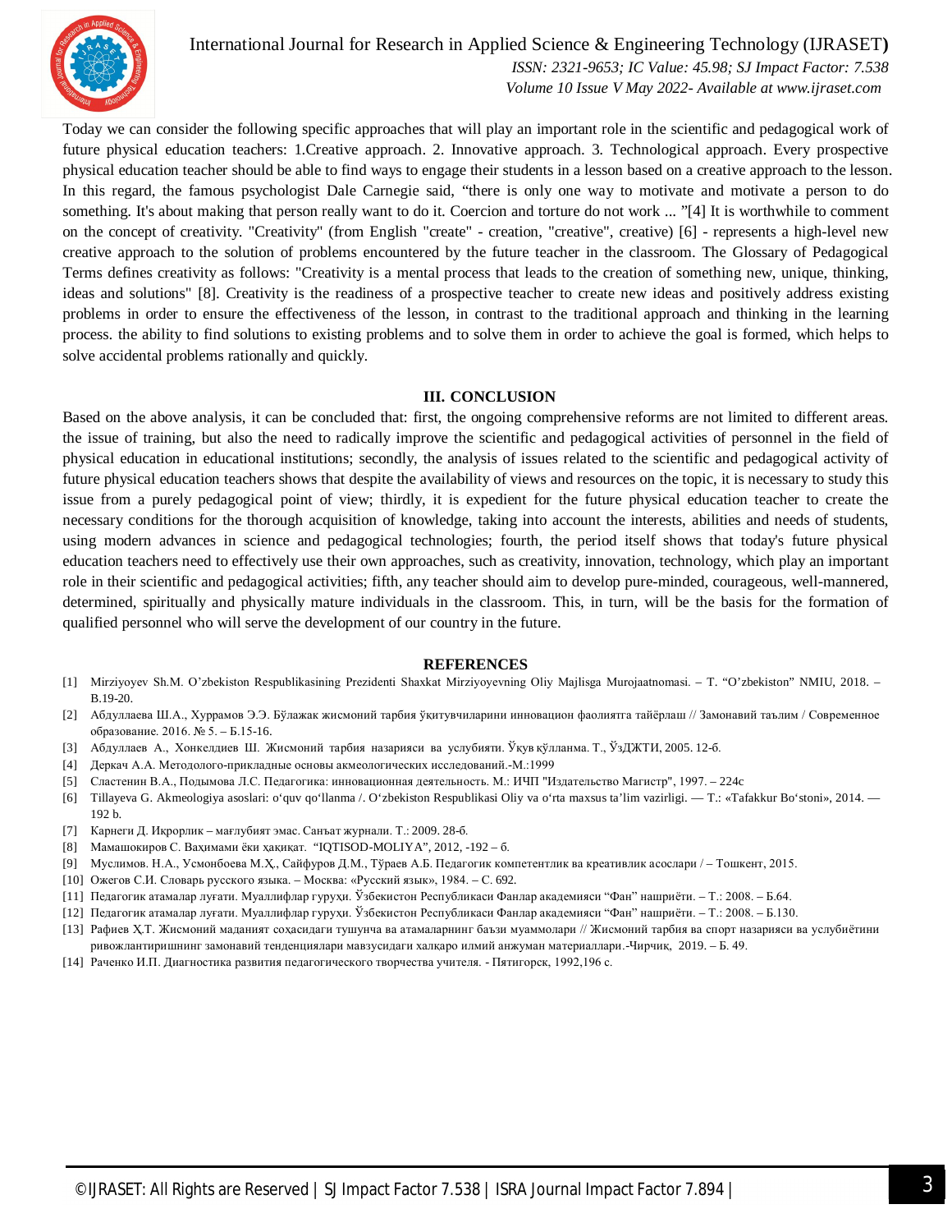Today we can consider the following specific approaches that will play an important role in the scientific and pedagogical work of future physical education teachers: 1.Creative approach. 2. Innovative approach. 3. Technological approach. Every prospective physical education teacher should be able to find ways to engage their students in a lesson based on a creative approach to the lesson. In this regard, the famous psychologist Dale Carnegie said, "there is only one way to motivate and motivate a person to do something. It's about making that person really want to do it. Coercion and torture do not work ... "[4] It is worthwhile to comment on the concept of creativity. "Creativity" (from English "create" - creation, "creative", creative) [6] - represents a high-level new creative approach to the solution of problems encountered by the future teacher in the classroom. The Glossary of Pedagogical Terms defines creativity as follows: "Creativity is a mental process that leads to the creation of something new, unique, thinking, ideas and solutions" [8]. Creativity is the readiness of a prospective teacher to create new ideas and positively address existing problems in order to ensure the effectiveness of the lesson, in contrast to the traditional approach and thinking in the learning process. the ability to find solutions to existing problems and to solve them in order to achieve the goal is formed, which helps to solve accidental problems rationally and quickly.

## III. CONCLUSION

Based on the above analysis, it can be concluded that: first, the ongoing comprehensive reforms are not limited to different areas. the issue of training, but also the need to radically improve the scientific and pedagogical activities of personnel in the field of physical education in educational institutions; secondly, the analysis of issues related to the scientific and pedagogical activity of future physical education teachers shows that despite the availability of views and resources on the topic, it is necessary to study this issue from a purely pedagogical point of view; thirdly, it is expedient for the future physical education teacher to create the necessary conditions for the thorough acquisition of knowledge, taking into account the interests, abilities and needs of students, using modern advances in science and pedagogical technologies; fourth, the period itself shows that today's future physical education teachers need to effectively use their own approaches, such as creativity, innovation, technology, which play an important role in their scientific and pedagogical activities; fifth, any teacher should aim to develop pure-minded, courageous, well-mannered, determined, spiritually and physically mature individuals in the classroom. This, in turn, will be the basis for the formation of qualified personnel who will serve the development of our country in the future.

## REFERENCES

[1] Mirziyoyev Sh.M. O'zbekiston Respublikasining Prezidenti Shaxkat Mirziyoyevning Oliy Majlisga Murojaatnomasi. – T. "O'zbekiston" NMIU, 2018. – B.19-20.

[2] Абдуллаева Ш.А., Хуррамов Э.Э. Бўлажак жисмоний тарбия ўқитувчиларини инновацион фаолиятга тайёрлаш // Замонавий таълим / Современное образование. 2016. № 5. – Б.15-16.

[3] Абдуллаев А., Хонкелдиев Ш. Жисмоний тарбия назарияси ва услубияти. Ўқув қўлланма. Т., ЎзДЖТИ, 2005. 12-б.

[4] Деркач А.А. Методолого-прикладные основы акмеологических исследований.-М.:1999

[5] Сластенин В.А., Подымова Л.С. Педагогика: инновационная деятельность. М.: ИЧП "Издательство Магистр", 1997. – 224с

[6] Tillayeva G. Akmeologiya asoslari: o'quv qo'llanma /. O'zbekiston Respublikasi Oliy va o'rta maxsus ta'lim vazirligi. — T.: «Tafakkur Bo'stoni», 2014. — 192 b.

[7] Карнеги Д. Иқрорлик – мағлубият эмас. Санъат журнали. Т.: 2009. 28-б.

[8] Мамашокиров С. Ваҳимами ёки ҳақиқат. "IQTISOD-MOLIYA", 2012, -192 – б.

[9] Муслимов. Н.А., Усмонбоева М.Ҳ., Сайфуров Д.М., Тўраев А.Б. Педагогик компетентлик ва креативлик асослари / – Тошкент, 2015.

[10] Ожегов С.И. Словарь русского языка. – Москва: «Русский язык», 1984. – С. 692.

[11] Педагогик атамалар луғати. Муаллифлар гуруҳи. Ўзбекистон Республикаси Фанлар академияси "Фан" нашриёти. – Т.: 2008. – Б.64.

[12] Педагогик атамалар луғати. Муаллифлар гуруҳи. Ўзбекистон Республикаси Фанлар академияси "Фан" нашриёти. – Т.: 2008. – Б.130.

[13] Рафиев Ҳ.Т. Жисмоний маданият соҳасидаги тушунча ва атамаларнинг баъзи муаммолари // Жисмоний тарбия ва спорт назарияси ва услубиётини ривожлантиришнинг замонавий тенденциялари мавзусидаги халқаро илмий анжуман материаллари.-Чирчиқ, 2019. – Б. 49.

[14] Раченко И.П. Диагностика развития педагогического творчества учителя. - Пятигорск, 1992,196 с.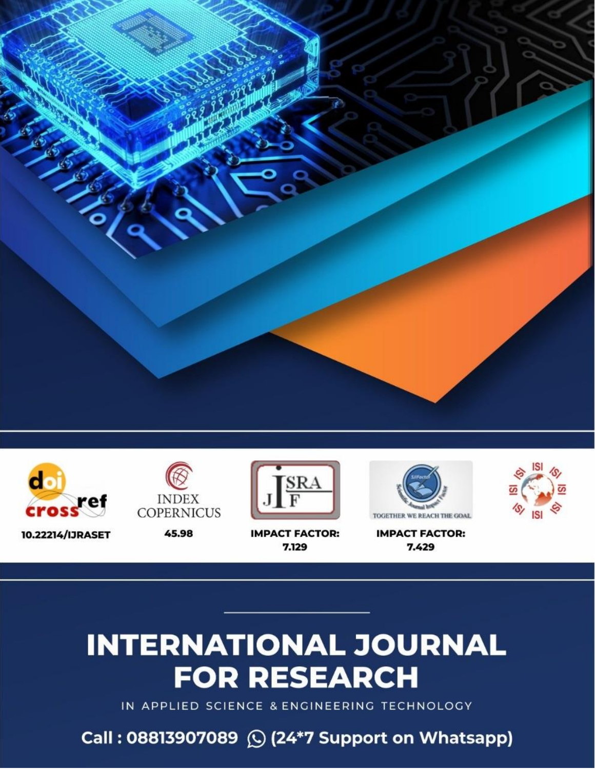doi crossref

10.22214/IJRASET

INDEX COPERNICUS

45.98

ISRA JIF

IMPACT FACTOR: 7.129

SJIFactor Scientific Journal Impact Factor

TOGETHER WE REACH THE GOAL

IMPACT FACTOR: 7.429

ISI

# INTERNATIONAL JOURNAL FOR RESEARCH

IN APPLIED SCIENCE & ENGINEERING TECHNOLOGY

Call : 08813907089 (24*7 Support on Whatsapp)